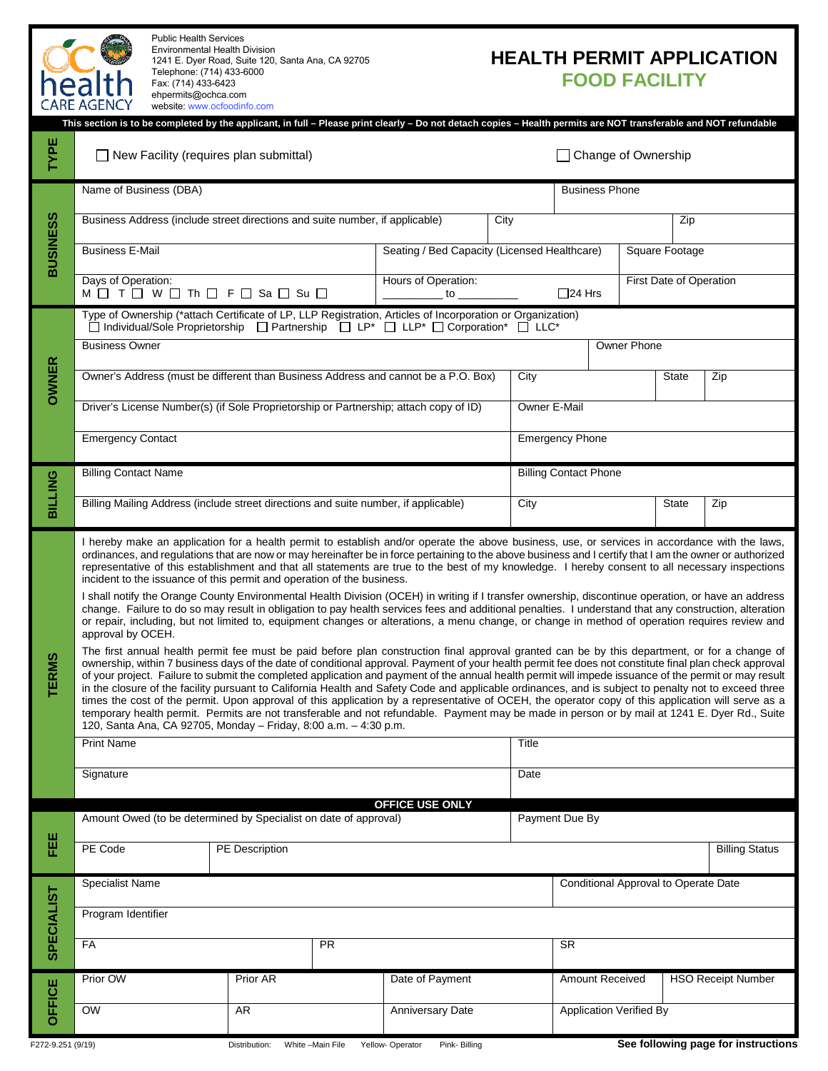Public Health Services
Environmental Health Division
1241 E. Dyer Road, Suite 120, Santa Ana, CA 92705
Telephone: (714) 433-6000
Fax: (714) 433-6423
ehpermits@ochca.com
website: www.ocfoodinfo.com

# HEALTH PERMIT APPLICATION
## FOOD FACILITY

**This section is to be completed by the applicant, in full – Please print clearly – Do not detach copies – Health permits are NOT transferable and NOT refundable**

**TYPE**

☐ New Facility (requires plan submittal) ☐ Change of Ownership

**BUSINESS**

| Name of Business (DBA) | | | Business Phone |
|---|---|---|---|
| Business Address (include street directions and suite number, if applicable) | City | | Zip |
| Business E-Mail | Seating / Bed Capacity (Licensed Healthcare) | | Square Footage |
| Days of Operation: M ☐ T ☐ W ☐ Th ☐ F ☐ Sa ☐ Su ☐ | Hours of Operation: _________ to _________ | ☐24 Hrs | First Date of Operation |

**OWNER**

Type of Ownership (*attach Certificate of LP, LLP Registration, Articles of Incorporation or Organization)
☐ Individual/Sole Proprietorship ☐ Partnership ☐ LP* ☐ LLP* ☐ Corporation* ☐ LLC*

| Business Owner | | | Owner Phone |
|---|---|---|---|
| Owner's Address (must be different than Business Address and cannot be a P.O. Box) | City | State | Zip |
| Driver's License Number(s) (if Sole Proprietorship or Partnership; attach copy of ID) | Owner E-Mail | | |
| Emergency Contact | Emergency Phone | | |

**BILLING**

| Billing Contact Name | Billing Contact Phone | | |
|---|---|---|---|
| Billing Mailing Address (include street directions and suite number, if applicable) | City | State | Zip |

**TERMS**

I hereby make an application for a health permit to establish and/or operate the above business, use, or services in accordance with the laws, ordinances, and regulations that are now or may hereinafter be in force pertaining to the above business and I certify that I am the owner or authorized representative of this establishment and that all statements are true to the best of my knowledge. I hereby consent to all necessary inspections incident to the issuance of this permit and operation of the business.

I shall notify the Orange County Environmental Health Division (OCEH) in writing if I transfer ownership, discontinue operation, or have an address change. Failure to do so may result in obligation to pay health services fees and additional penalties. I understand that any construction, alteration or repair, including, but not limited to, equipment changes or alterations, a menu change, or change in method of operation requires review and approval by OCEH.

The first annual health permit fee must be paid before plan construction final approval granted can be by this department, or for a change of ownership, within 7 business days of the date of conditional approval. Payment of your health permit fee does not constitute final plan check approval of your project. Failure to submit the completed application and payment of the annual health permit will impede issuance of the permit or may result in the closure of the facility pursuant to California Health and Safety Code and applicable ordinances, and is subject to penalty not to exceed three times the cost of the permit. Upon approval of this application by a representative of OCEH, the operator copy of this application will serve as a temporary health permit. Permits are not transferable and not refundable. Payment may be made in person or by mail at 1241 E. Dyer Rd., Suite 120, Santa Ana, CA 92705, Monday – Friday, 8:00 a.m. – 4:30 p.m.

| Print Name | Title |
|---|---|
| Signature | Date |

**OFFICE USE ONLY**

**FEE**

| Amount Owed (to be determined by Specialist on date of approval) | | Payment Due By |
|---|---|---|
| PE Code | PE Description | Billing Status |

**SPECIALIST**

| Specialist Name | | Conditional Approval to Operate Date |
|---|---|---|
| Program Identifier | | |
| FA | PR | SR |

**OFFICE**

| Prior OW | Prior AR | Date of Payment | Amount Received | HSO Receipt Number |
|---|---|---|---|---|
| OW | AR | Anniversary Date | Application Verified By | |

F272-9.251 (9/19) Distribution: White –Main File Yellow- Operator Pink- Billing

**See following page for instructions**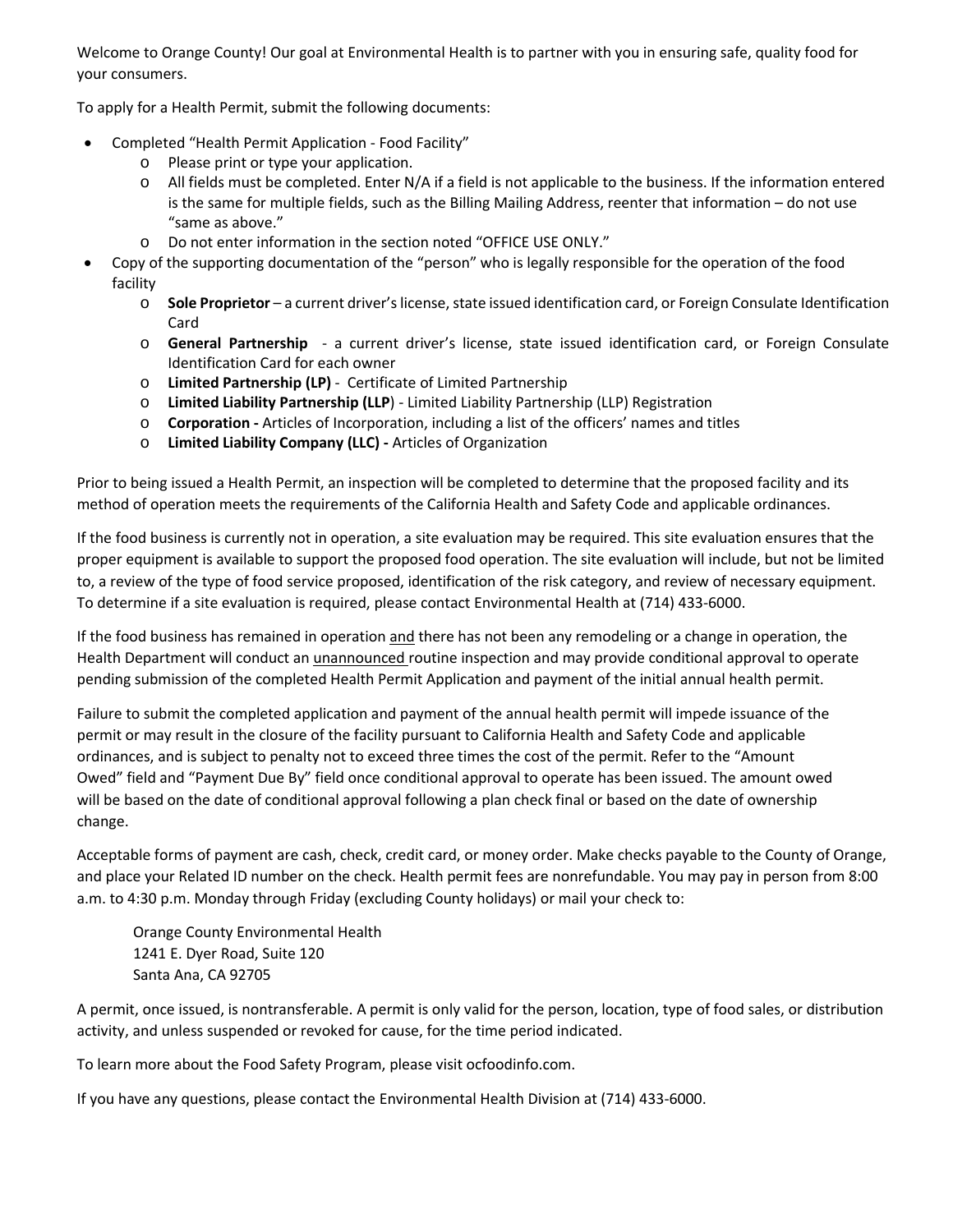Welcome to Orange County! Our goal at Environmental Health is to partner with you in ensuring safe, quality food for your consumers.

To apply for a Health Permit, submit the following documents:

- Completed "Health Permit Application - Food Facility"
  - Please print or type your application.
  - All fields must be completed. Enter N/A if a field is not applicable to the business. If the information entered is the same for multiple fields, such as the Billing Mailing Address, reenter that information – do not use "same as above."
  - Do not enter information in the section noted "OFFICE USE ONLY."
- Copy of the supporting documentation of the "person" who is legally responsible for the operation of the food facility
  - **Sole Proprietor** – a current driver's license, state issued identification card, or Foreign Consulate Identification Card
  - **General Partnership** - a current driver's license, state issued identification card, or Foreign Consulate Identification Card for each owner
  - **Limited Partnership (LP)** - Certificate of Limited Partnership
  - **Limited Liability Partnership (LLP**) - Limited Liability Partnership (LLP) Registration
  - **Corporation -** Articles of Incorporation, including a list of the officers' names and titles
  - **Limited Liability Company (LLC) -** Articles of Organization

Prior to being issued a Health Permit, an inspection will be completed to determine that the proposed facility and its method of operation meets the requirements of the California Health and Safety Code and applicable ordinances.

If the food business is currently not in operation, a site evaluation may be required. This site evaluation ensures that the proper equipment is available to support the proposed food operation. The site evaluation will include, but not be limited to, a review of the type of food service proposed, identification of the risk category, and review of necessary equipment. To determine if a site evaluation is required, please contact Environmental Health at (714) 433-6000.

If the food business has remained in operation and there has not been any remodeling or a change in operation, the Health Department will conduct an unannounced routine inspection and may provide conditional approval to operate pending submission of the completed Health Permit Application and payment of the initial annual health permit.

Failure to submit the completed application and payment of the annual health permit will impede issuance of the permit or may result in the closure of the facility pursuant to California Health and Safety Code and applicable ordinances, and is subject to penalty not to exceed three times the cost of the permit. Refer to the "Amount Owed" field and "Payment Due By" field once conditional approval to operate has been issued. The amount owed will be based on the date of conditional approval following a plan check final or based on the date of ownership change.

Acceptable forms of payment are cash, check, credit card, or money order. Make checks payable to the County of Orange, and place your Related ID number on the check. Health permit fees are nonrefundable. You may pay in person from 8:00 a.m. to 4:30 p.m. Monday through Friday (excluding County holidays) or mail your check to:

Orange County Environmental Health
1241 E. Dyer Road, Suite 120
Santa Ana, CA 92705

A permit, once issued, is nontransferable. A permit is only valid for the person, location, type of food sales, or distribution activity, and unless suspended or revoked for cause, for the time period indicated.

To learn more about the Food Safety Program, please visit ocfoodinfo.com.

If you have any questions, please contact the Environmental Health Division at (714) 433-6000.